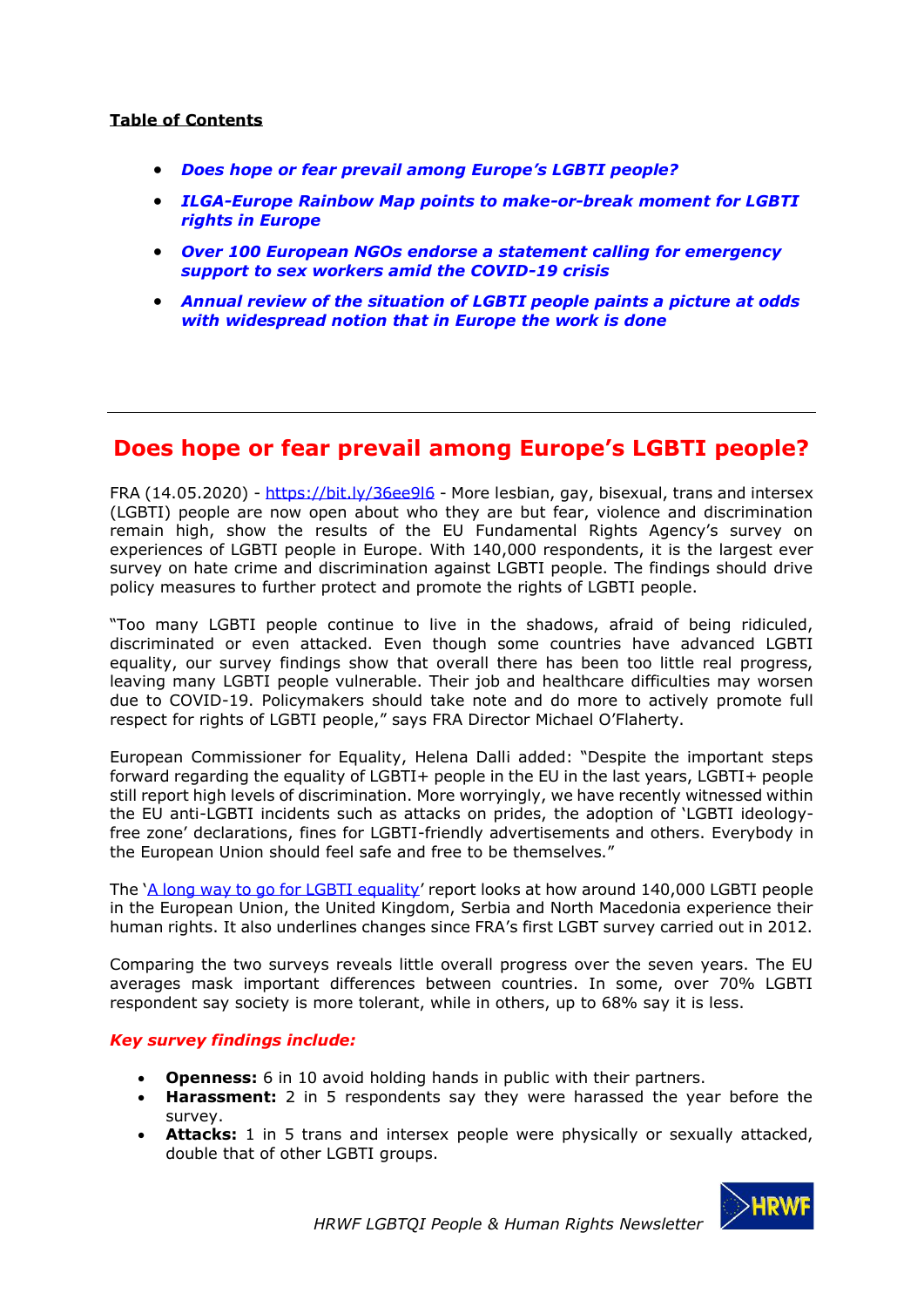**Table of Contents**

- ***Does hope or fear prevail among Europe's LGBTI people?***
- ***ILGA-Europe Rainbow Map points to make-or-break moment for LGBTI rights in Europe***
- ***Over 100 European NGOs endorse a statement calling for emergency support to sex workers amid the COVID-19 crisis***
- ***Annual review of the situation of LGBTI people paints a picture at odds with widespread notion that in Europe the work is done***

---

# Does hope or fear prevail among Europe's LGBTI people?

FRA (14.05.2020) - https://bit.ly/36ee9l6 - More lesbian, gay, bisexual, trans and intersex (LGBTI) people are now open about who they are but fear, violence and discrimination remain high, show the results of the EU Fundamental Rights Agency's survey on experiences of LGBTI people in Europe. With 140,000 respondents, it is the largest ever survey on hate crime and discrimination against LGBTI people. The findings should drive policy measures to further protect and promote the rights of LGBTI people.

"Too many LGBTI people continue to live in the shadows, afraid of being ridiculed, discriminated or even attacked. Even though some countries have advanced LGBTI equality, our survey findings show that overall there has been too little real progress, leaving many LGBTI people vulnerable. Their job and healthcare difficulties may worsen due to COVID-19. Policymakers should take note and do more to actively promote full respect for rights of LGBTI people," says FRA Director Michael O'Flaherty.

European Commissioner for Equality, Helena Dalli added: "Despite the important steps forward regarding the equality of LGBTI+ people in the EU in the last years, LGBTI+ people still report high levels of discrimination. More worryingly, we have recently witnessed within the EU anti-LGBTI incidents such as attacks on prides, the adoption of 'LGBTI ideology-free zone' declarations, fines for LGBTI-friendly advertisements and others. Everybody in the European Union should feel safe and free to be themselves."

The 'A long way to go for LGBTI equality' report looks at how around 140,000 LGBTI people in the European Union, the United Kingdom, Serbia and North Macedonia experience their human rights. It also underlines changes since FRA's first LGBT survey carried out in 2012.

Comparing the two surveys reveals little overall progress over the seven years. The EU averages mask important differences between countries. In some, over 70% LGBTI respondent say society is more tolerant, while in others, up to 68% say it is less.

***Key survey findings include:***

- **Openness:** 6 in 10 avoid holding hands in public with their partners.
- **Harassment:** 2 in 5 respondents say they were harassed the year before the survey.
- **Attacks:** 1 in 5 trans and intersex people were physically or sexually attacked, double that of other LGBTI groups.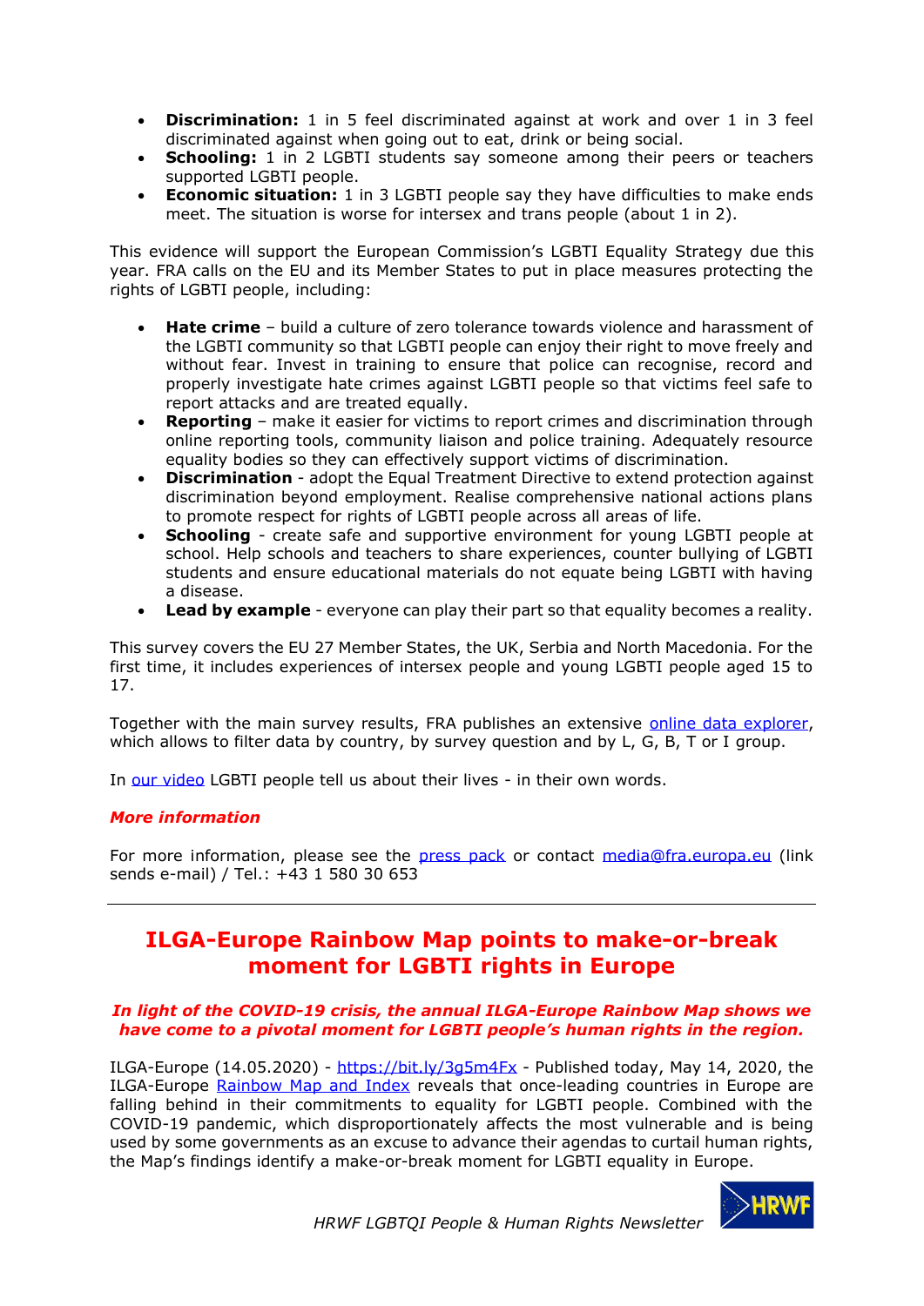- **Discrimination:** 1 in 5 feel discriminated against at work and over 1 in 3 feel discriminated against when going out to eat, drink or being social.
- **Schooling:** 1 in 2 LGBTI students say someone among their peers or teachers supported LGBTI people.
- **Economic situation:** 1 in 3 LGBTI people say they have difficulties to make ends meet. The situation is worse for intersex and trans people (about 1 in 2).

This evidence will support the European Commission's LGBTI Equality Strategy due this year. FRA calls on the EU and its Member States to put in place measures protecting the rights of LGBTI people, including:

- **Hate crime** – build a culture of zero tolerance towards violence and harassment of the LGBTI community so that LGBTI people can enjoy their right to move freely and without fear. Invest in training to ensure that police can recognise, record and properly investigate hate crimes against LGBTI people so that victims feel safe to report attacks and are treated equally.
- **Reporting** – make it easier for victims to report crimes and discrimination through online reporting tools, community liaison and police training. Adequately resource equality bodies so they can effectively support victims of discrimination.
- **Discrimination** - adopt the Equal Treatment Directive to extend protection against discrimination beyond employment. Realise comprehensive national actions plans to promote respect for rights of LGBTI people across all areas of life.
- **Schooling** - create safe and supportive environment for young LGBTI people at school. Help schools and teachers to share experiences, counter bullying of LGBTI students and ensure educational materials do not equate being LGBTI with having a disease.
- **Lead by example** - everyone can play their part so that equality becomes a reality.

This survey covers the EU 27 Member States, the UK, Serbia and North Macedonia. For the first time, it includes experiences of intersex people and young LGBTI people aged 15 to 17.

Together with the main survey results, FRA publishes an extensive online data explorer, which allows to filter data by country, by survey question and by L, G, B, T or I group.

In our video LGBTI people tell us about their lives - in their own words.

***More information***

For more information, please see the press pack or contact media@fra.europa.eu (link sends e-mail) / Tel.: +43 1 580 30 653

---

## ILGA-Europe Rainbow Map points to make-or-break moment for LGBTI rights in Europe

***In light of the COVID-19 crisis, the annual ILGA-Europe Rainbow Map shows we have come to a pivotal moment for LGBTI people's human rights in the region.***

ILGA-Europe (14.05.2020) - https://bit.ly/3g5m4Fx - Published today, May 14, 2020, the ILGA-Europe Rainbow Map and Index reveals that once-leading countries in Europe are falling behind in their commitments to equality for LGBTI people. Combined with the COVID-19 pandemic, which disproportionately affects the most vulnerable and is being used by some governments as an excuse to advance their agendas to curtail human rights, the Map's findings identify a make-or-break moment for LGBTI equality in Europe.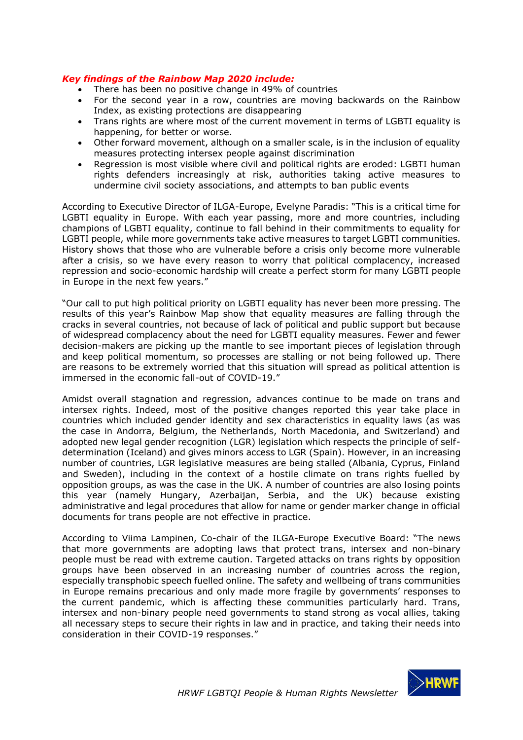***Key findings of the Rainbow Map 2020 include:***

- There has been no positive change in 49% of countries
- For the second year in a row, countries are moving backwards on the Rainbow Index, as existing protections are disappearing
- Trans rights are where most of the current movement in terms of LGBTI equality is happening, for better or worse.
- Other forward movement, although on a smaller scale, is in the inclusion of equality measures protecting intersex people against discrimination
- Regression is most visible where civil and political rights are eroded: LGBTI human rights defenders increasingly at risk, authorities taking active measures to undermine civil society associations, and attempts to ban public events

According to Executive Director of ILGA-Europe, Evelyne Paradis: "This is a critical time for LGBTI equality in Europe. With each year passing, more and more countries, including champions of LGBTI equality, continue to fall behind in their commitments to equality for LGBTI people, while more governments take active measures to target LGBTI communities. History shows that those who are vulnerable before a crisis only become more vulnerable after a crisis, so we have every reason to worry that political complacency, increased repression and socio-economic hardship will create a perfect storm for many LGBTI people in Europe in the next few years."

"Our call to put high political priority on LGBTI equality has never been more pressing. The results of this year's Rainbow Map show that equality measures are falling through the cracks in several countries, not because of lack of political and public support but because of widespread complacency about the need for LGBTI equality measures. Fewer and fewer decision-makers are picking up the mantle to see important pieces of legislation through and keep political momentum, so processes are stalling or not being followed up. There are reasons to be extremely worried that this situation will spread as political attention is immersed in the economic fall-out of COVID-19."

Amidst overall stagnation and regression, advances continue to be made on trans and intersex rights. Indeed, most of the positive changes reported this year take place in countries which included gender identity and sex characteristics in equality laws (as was the case in Andorra, Belgium, the Netherlands, North Macedonia, and Switzerland) and adopted new legal gender recognition (LGR) legislation which respects the principle of self-determination (Iceland) and gives minors access to LGR (Spain). However, in an increasing number of countries, LGR legislative measures are being stalled (Albania, Cyprus, Finland and Sweden), including in the context of a hostile climate on trans rights fuelled by opposition groups, as was the case in the UK. A number of countries are also losing points this year (namely Hungary, Azerbaijan, Serbia, and the UK) because existing administrative and legal procedures that allow for name or gender marker change in official documents for trans people are not effective in practice.

According to Viima Lampinen, Co-chair of the ILGA-Europe Executive Board: "The news that more governments are adopting laws that protect trans, intersex and non-binary people must be read with extreme caution. Targeted attacks on trans rights by opposition groups have been observed in an increasing number of countries across the region, especially transphobic speech fuelled online. The safety and wellbeing of trans communities in Europe remains precarious and only made more fragile by governments' responses to the current pandemic, which is affecting these communities particularly hard. Trans, intersex and non-binary people need governments to stand strong as vocal allies, taking all necessary steps to secure their rights in law and in practice, and taking their needs into consideration in their COVID-19 responses."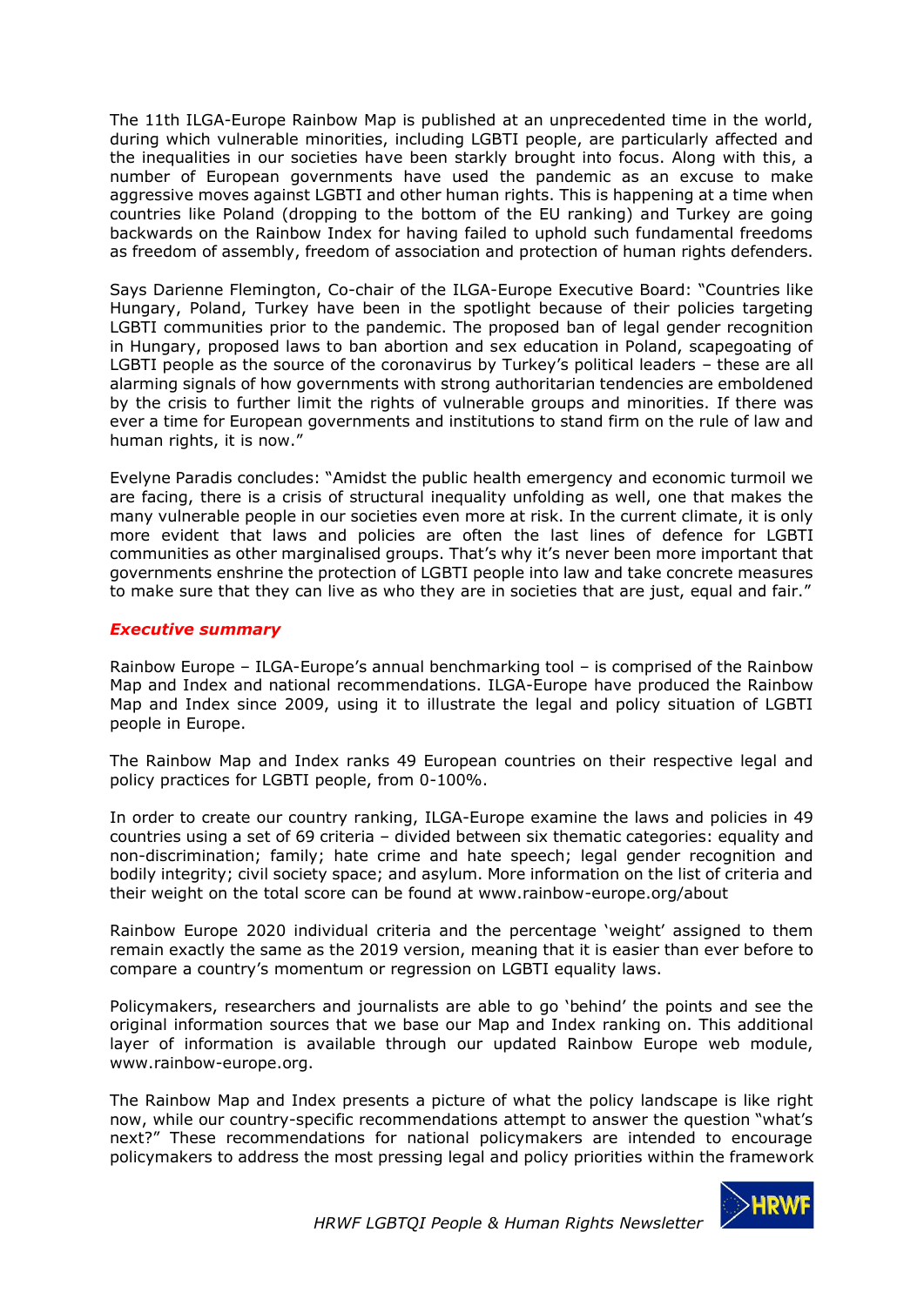The 11th ILGA-Europe Rainbow Map is published at an unprecedented time in the world, during which vulnerable minorities, including LGBTI people, are particularly affected and the inequalities in our societies have been starkly brought into focus. Along with this, a number of European governments have used the pandemic as an excuse to make aggressive moves against LGBTI and other human rights. This is happening at a time when countries like Poland (dropping to the bottom of the EU ranking) and Turkey are going backwards on the Rainbow Index for having failed to uphold such fundamental freedoms as freedom of assembly, freedom of association and protection of human rights defenders.

Says Darienne Flemington, Co-chair of the ILGA-Europe Executive Board: "Countries like Hungary, Poland, Turkey have been in the spotlight because of their policies targeting LGBTI communities prior to the pandemic. The proposed ban of legal gender recognition in Hungary, proposed laws to ban abortion and sex education in Poland, scapegoating of LGBTI people as the source of the coronavirus by Turkey's political leaders – these are all alarming signals of how governments with strong authoritarian tendencies are emboldened by the crisis to further limit the rights of vulnerable groups and minorities. If there was ever a time for European governments and institutions to stand firm on the rule of law and human rights, it is now."

Evelyne Paradis concludes: "Amidst the public health emergency and economic turmoil we are facing, there is a crisis of structural inequality unfolding as well, one that makes the many vulnerable people in our societies even more at risk. In the current climate, it is only more evident that laws and policies are often the last lines of defence for LGBTI communities as other marginalised groups. That's why it's never been more important that governments enshrine the protection of LGBTI people into law and take concrete measures to make sure that they can live as who they are in societies that are just, equal and fair."

### *Executive summary*

Rainbow Europe – ILGA-Europe's annual benchmarking tool – is comprised of the Rainbow Map and Index and national recommendations. ILGA-Europe have produced the Rainbow Map and Index since 2009, using it to illustrate the legal and policy situation of LGBTI people in Europe.

The Rainbow Map and Index ranks 49 European countries on their respective legal and policy practices for LGBTI people, from 0-100%.

In order to create our country ranking, ILGA-Europe examine the laws and policies in 49 countries using a set of 69 criteria – divided between six thematic categories: equality and non-discrimination; family; hate crime and hate speech; legal gender recognition and bodily integrity; civil society space; and asylum. More information on the list of criteria and their weight on the total score can be found at www.rainbow-europe.org/about

Rainbow Europe 2020 individual criteria and the percentage 'weight' assigned to them remain exactly the same as the 2019 version, meaning that it is easier than ever before to compare a country's momentum or regression on LGBTI equality laws.

Policymakers, researchers and journalists are able to go 'behind' the points and see the original information sources that we base our Map and Index ranking on. This additional layer of information is available through our updated Rainbow Europe web module, www.rainbow-europe.org.

The Rainbow Map and Index presents a picture of what the policy landscape is like right now, while our country-specific recommendations attempt to answer the question "what's next?" These recommendations for national policymakers are intended to encourage policymakers to address the most pressing legal and policy priorities within the framework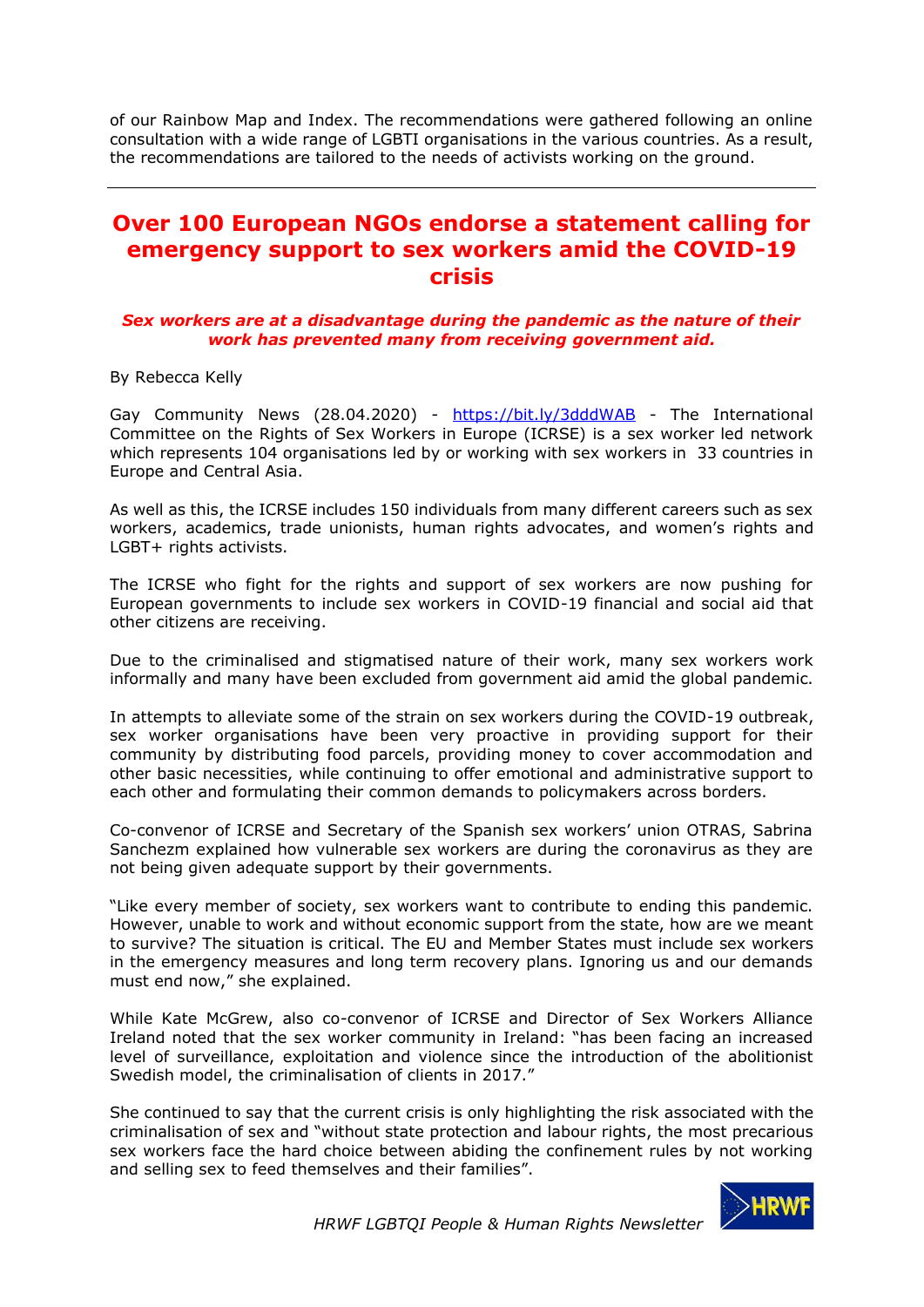of our Rainbow Map and Index. The recommendations were gathered following an online consultation with a wide range of LGBTI organisations in the various countries. As a result, the recommendations are tailored to the needs of activists working on the ground.

---

## Over 100 European NGOs endorse a statement calling for emergency support to sex workers amid the COVID-19 crisis

***Sex workers are at a disadvantage during the pandemic as the nature of their work has prevented many from receiving government aid.***

By Rebecca Kelly

Gay Community News (28.04.2020) - https://bit.ly/3dddWAB - The International Committee on the Rights of Sex Workers in Europe (ICRSE) is a sex worker led network which represents 104 organisations led by or working with sex workers in 33 countries in Europe and Central Asia.

As well as this, the ICRSE includes 150 individuals from many different careers such as sex workers, academics, trade unionists, human rights advocates, and women's rights and LGBT+ rights activists.

The ICRSE who fight for the rights and support of sex workers are now pushing for European governments to include sex workers in COVID-19 financial and social aid that other citizens are receiving.

Due to the criminalised and stigmatised nature of their work, many sex workers work informally and many have been excluded from government aid amid the global pandemic.

In attempts to alleviate some of the strain on sex workers during the COVID-19 outbreak, sex worker organisations have been very proactive in providing support for their community by distributing food parcels, providing money to cover accommodation and other basic necessities, while continuing to offer emotional and administrative support to each other and formulating their common demands to policymakers across borders.

Co-convenor of ICRSE and Secretary of the Spanish sex workers' union OTRAS, Sabrina Sanchezm explained how vulnerable sex workers are during the coronavirus as they are not being given adequate support by their governments.

"Like every member of society, sex workers want to contribute to ending this pandemic. However, unable to work and without economic support from the state, how are we meant to survive? The situation is critical. The EU and Member States must include sex workers in the emergency measures and long term recovery plans. Ignoring us and our demands must end now," she explained.

While Kate McGrew, also co-convenor of ICRSE and Director of Sex Workers Alliance Ireland noted that the sex worker community in Ireland: "has been facing an increased level of surveillance, exploitation and violence since the introduction of the abolitionist Swedish model, the criminalisation of clients in 2017."

She continued to say that the current crisis is only highlighting the risk associated with the criminalisation of sex and "without state protection and labour rights, the most precarious sex workers face the hard choice between abiding the confinement rules by not working and selling sex to feed themselves and their families".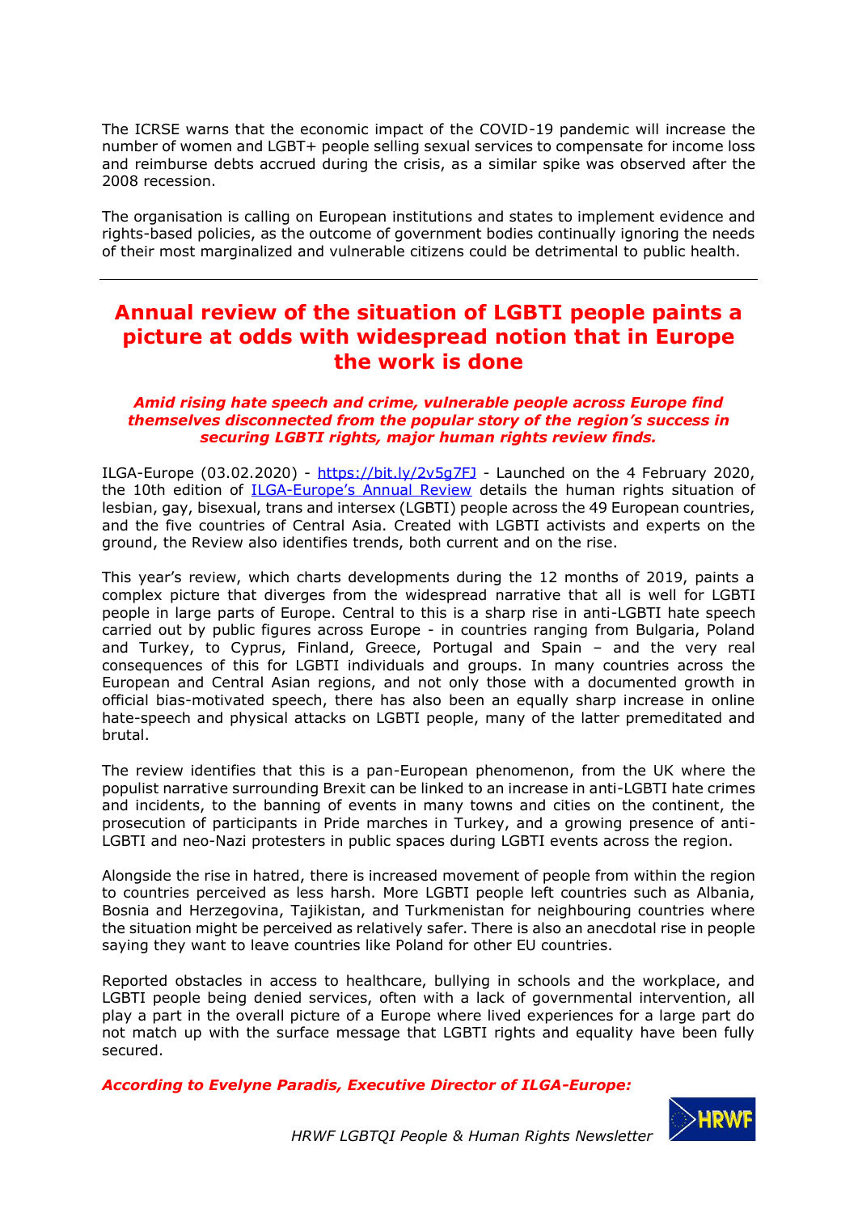The ICRSE warns that the economic impact of the COVID-19 pandemic will increase the number of women and LGBT+ people selling sexual services to compensate for income loss and reimburse debts accrued during the crisis, as a similar spike was observed after the 2008 recession.

The organisation is calling on European institutions and states to implement evidence and rights-based policies, as the outcome of government bodies continually ignoring the needs of their most marginalized and vulnerable citizens could be detrimental to public health.

---

## Annual review of the situation of LGBTI people paints a picture at odds with widespread notion that in Europe the work is done

***Amid rising hate speech and crime, vulnerable people across Europe find themselves disconnected from the popular story of the region's success in securing LGBTI rights, major human rights review finds.***

ILGA-Europe (03.02.2020) - https://bit.ly/2v5g7FJ - Launched on the 4 February 2020, the 10th edition of ILGA-Europe's Annual Review details the human rights situation of lesbian, gay, bisexual, trans and intersex (LGBTI) people across the 49 European countries, and the five countries of Central Asia. Created with LGBTI activists and experts on the ground, the Review also identifies trends, both current and on the rise.

This year's review, which charts developments during the 12 months of 2019, paints a complex picture that diverges from the widespread narrative that all is well for LGBTI people in large parts of Europe. Central to this is a sharp rise in anti-LGBTI hate speech carried out by public figures across Europe - in countries ranging from Bulgaria, Poland and Turkey, to Cyprus, Finland, Greece, Portugal and Spain – and the very real consequences of this for LGBTI individuals and groups. In many countries across the European and Central Asian regions, and not only those with a documented growth in official bias-motivated speech, there has also been an equally sharp increase in online hate-speech and physical attacks on LGBTI people, many of the latter premeditated and brutal.

The review identifies that this is a pan-European phenomenon, from the UK where the populist narrative surrounding Brexit can be linked to an increase in anti-LGBTI hate crimes and incidents, to the banning of events in many towns and cities on the continent, the prosecution of participants in Pride marches in Turkey, and a growing presence of anti-LGBTI and neo-Nazi protesters in public spaces during LGBTI events across the region.

Alongside the rise in hatred, there is increased movement of people from within the region to countries perceived as less harsh. More LGBTI people left countries such as Albania, Bosnia and Herzegovina, Tajikistan, and Turkmenistan for neighbouring countries where the situation might be perceived as relatively safer. There is also an anecdotal rise in people saying they want to leave countries like Poland for other EU countries.

Reported obstacles in access to healthcare, bullying in schools and the workplace, and LGBTI people being denied services, often with a lack of governmental intervention, all play a part in the overall picture of a Europe where lived experiences for a large part do not match up with the surface message that LGBTI rights and equality have been fully secured.

***According to Evelyne Paradis, Executive Director of ILGA-Europe:***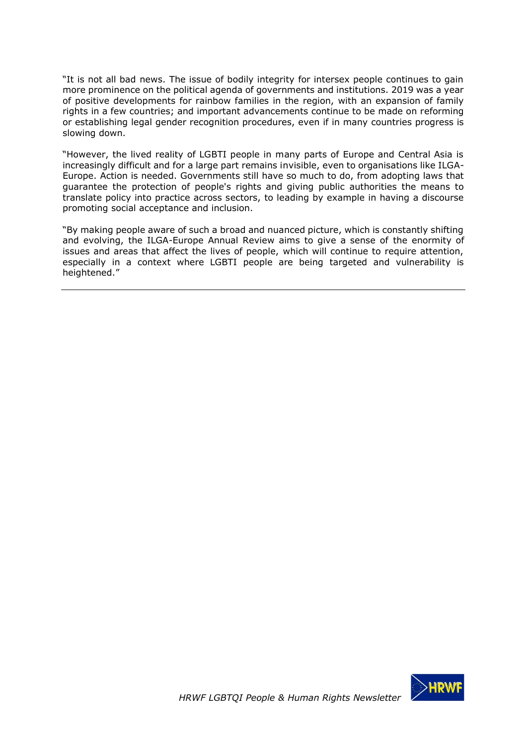"It is not all bad news. The issue of bodily integrity for intersex people continues to gain more prominence on the political agenda of governments and institutions. 2019 was a year of positive developments for rainbow families in the region, with an expansion of family rights in a few countries; and important advancements continue to be made on reforming or establishing legal gender recognition procedures, even if in many countries progress is slowing down.

"However, the lived reality of LGBTI people in many parts of Europe and Central Asia is increasingly difficult and for a large part remains invisible, even to organisations like ILGA-Europe. Action is needed. Governments still have so much to do, from adopting laws that guarantee the protection of people's rights and giving public authorities the means to translate policy into practice across sectors, to leading by example in having a discourse promoting social acceptance and inclusion.

"By making people aware of such a broad and nuanced picture, which is constantly shifting and evolving, the ILGA-Europe Annual Review aims to give a sense of the enormity of issues and areas that affect the lives of people, which will continue to require attention, especially in a context where LGBTI people are being targeted and vulnerability is heightened."

---